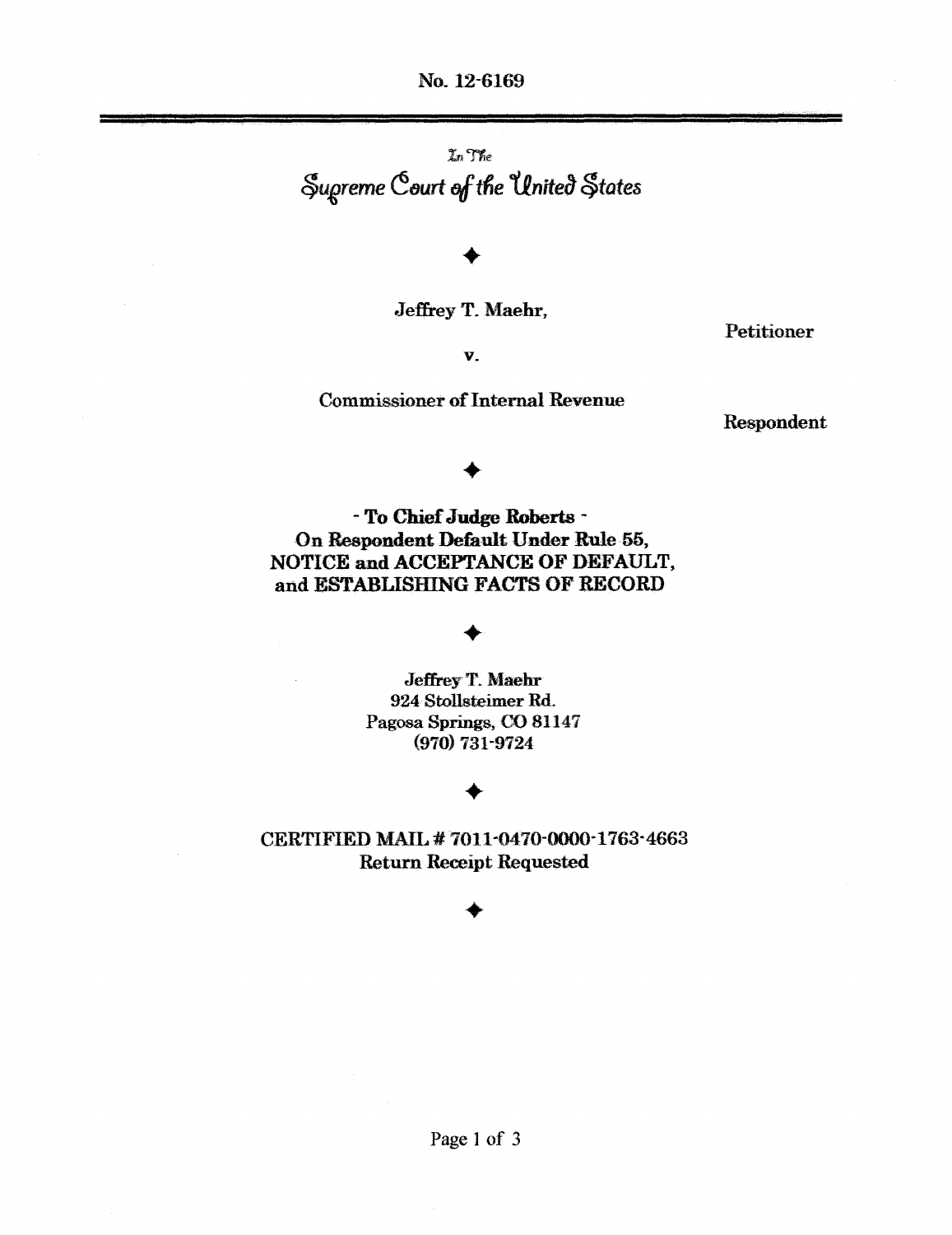No. 12-6169

In The

# Supreme Court of the United States

◆

**Jeffrey T. Maehr,**

**Petitioner**

**v.**

**Commissioner of Internal Revenue**

**Respondent**

◆

**- To Chief Judge Roberts -**
**On Respondent Default Under Rule 55,**
**NOTICE and ACCEPTANCE OF DEFAULT,**
**and ESTABLISHING FACTS OF RECORD**

◆

**Jeffrey T. Maehr**
**924 Stollsteimer Rd.**
**Pagosa Springs, CO 81147**
**(970) 731-9724**

◆

**CERTIFIED MAIL # 7011-0470-0000-1763-4663**
**Return Receipt Requested**

◆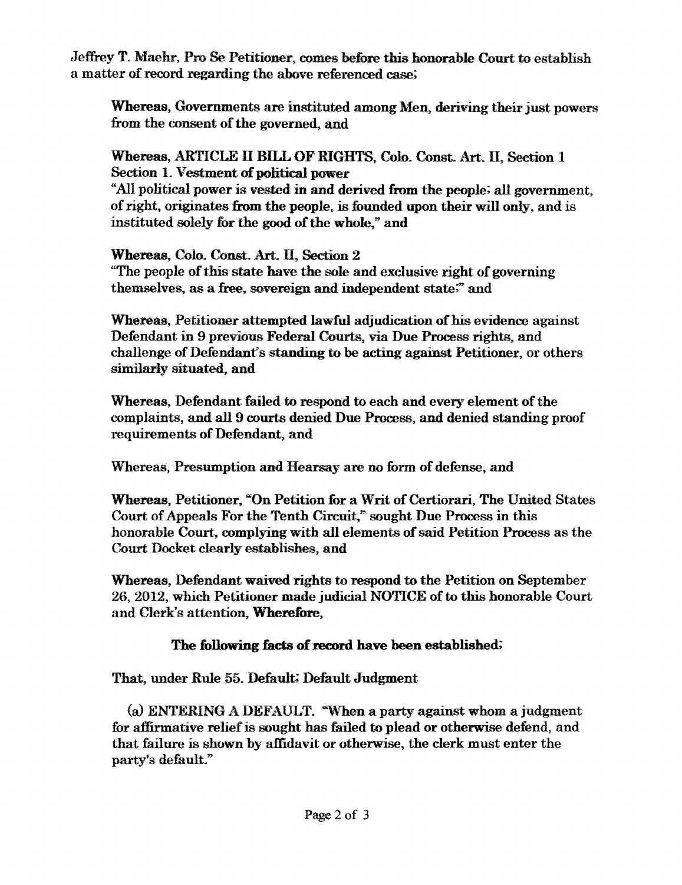Jeffrey T. Maehr, Pro Se Petitioner, comes before this honorable Court to establish a matter of record regarding the above referenced case;

> **Whereas**, Governments are instituted among Men, deriving their just powers from the consent of the governed, and
>
> **Whereas**, ARTICLE II BILL OF RIGHTS, Colo. Const. Art. II, Section 1 Section 1. Vestment of political power
> "All political power is vested in and derived from the people; all government, of right, originates from the people, is founded upon their will only, and is instituted solely for the good of the whole," and
>
> **Whereas**, Colo. Const. Art. II, Section 2
> "The people of this state have the sole and exclusive right of governing themselves, as a free, sovereign and independent state;" and
>
> **Whereas**, Petitioner attempted lawful adjudication of his evidence against Defendant in 9 previous Federal Courts, via Due Process rights, and challenge of Defendant's standing to be acting against Petitioner, or others similarly situated, and
>
> **Whereas**, Defendant failed to respond to each and every element of the complaints, and all 9 courts denied Due Process, and denied standing proof requirements of Defendant, and
>
> Whereas, Presumption and Hearsay are no form of defense, and
>
> **Whereas**, Petitioner, "On Petition for a Writ of Certiorari, The United States Court of Appeals For the Tenth Circuit," sought Due Process in this honorable Court, complying with all elements of said Petition Process as the Court Docket clearly establishes, and
>
> **Whereas**, Defendant waived rights to respond to the Petition on September 26, 2012, which Petitioner made judicial NOTICE of to this honorable Court and Clerk's attention, **Wherefore**,

**The following facts of record have been established;**

That, under Rule 55. Default; Default Judgment

(a) ENTERING A DEFAULT. "When a party against whom a judgment for affirmative relief is sought has failed to plead or otherwise defend, and that failure is shown by affidavit or otherwise, the clerk must enter the party's default."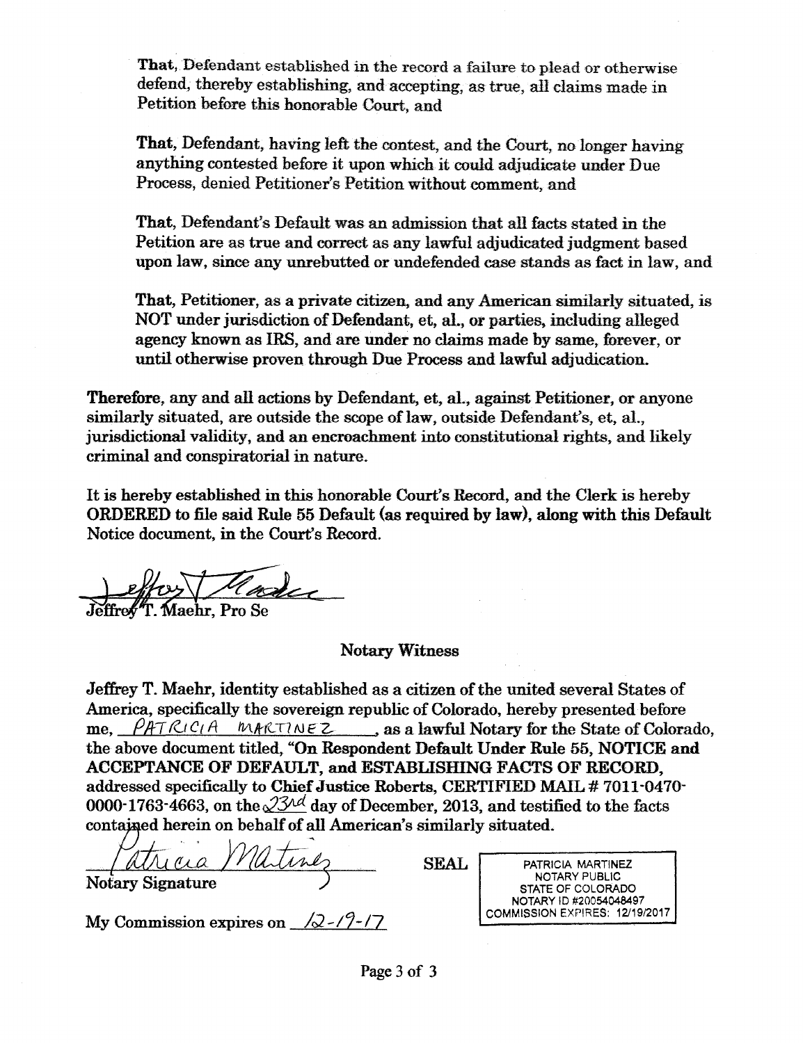**That**, Defendant established in the record a failure to plead or otherwise defend, thereby establishing, and accepting, as true, all claims made in Petition before this honorable Court, and

**That**, Defendant, having left the contest, and the Court, no longer having anything contested before it upon which it could adjudicate under Due Process, denied Petitioner's Petition without comment, and

**That**, Defendant's Default was an admission that all facts stated in the Petition are as true and correct as any lawful adjudicated judgment based upon law, since any unrebutted or undefended case stands as fact in law, and

**That**, Petitioner, as a private citizen, and any American similarly situated, is NOT under jurisdiction of Defendant, et, al., or parties, including alleged agency known as IRS, and are under no claims made by same, forever, or until otherwise proven through Due Process and lawful adjudication.

**Therefore**, any and all actions by Defendant, et, al., against Petitioner, or anyone similarly situated, are outside the scope of law, outside Defendant's, et, al., jurisdictional validity, and an encroachment into constitutional rights, and likely criminal and conspiratorial in nature.

It is hereby established in this honorable Court's Record, and the Clerk is hereby **ORDERED to file said Rule 55 Default (as required by law), along with this Default** Notice document, in the Court's Record.

Jeffrey T. Maehr, Pro Se

**Notary Witness**

**Jeffrey T. Maehr, identity established as a citizen of the united several States of America, specifically the sovereign republic of Colorado, hereby presented before** me, PATRICIA MARTINEZ, as a lawful Notary for the State of Colorado, the above document titled, **"On Respondent Default Under Rule 55, NOTICE and ACCEPTANCE OF DEFAULT, and ESTABLISHING FACTS OF RECORD,** addressed specifically to **Chief Justice Roberts, CERTIFIED MAIL # 7011-0470-0000-1763-4663,** on the 23rd day of December, 2013, and testified to the facts contained herein on behalf of all American's similarly situated.

Notary Signature

**SEAL**

PATRICIA MARTINEZ
NOTARY PUBLIC
STATE OF COLORADO
NOTARY ID #20054048497
COMMISSION EXPIRES: 12/19/2017

My Commission expires on 12-19-17